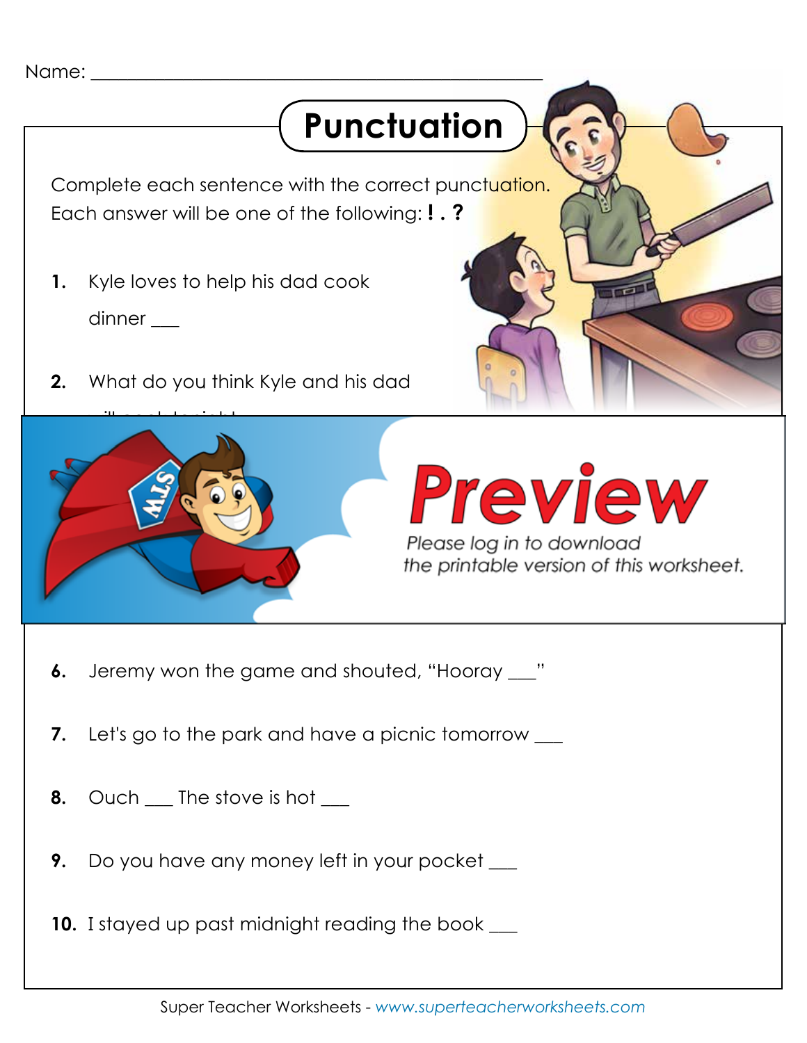Name: ___________________________________________

# Punctuation

Complete each sentence with the correct punctuation.
Each answer will be one of the following: **! . ?**

1. Kyle loves to help his dad cook dinner ___

2. What do you think Kyle and his dad

**Preview**

*Please log in to download the printable version of this worksheet.*

6. Jeremy won the game and shouted, "Hooray ___"

7. Let's go to the park and have a picnic tomorrow ___

8. Ouch ___ The stove is hot ___

9. Do you have any money left in your pocket ___

10. I stayed up past midnight reading the book ___

Super Teacher Worksheets - *www.superteacherworksheets.com*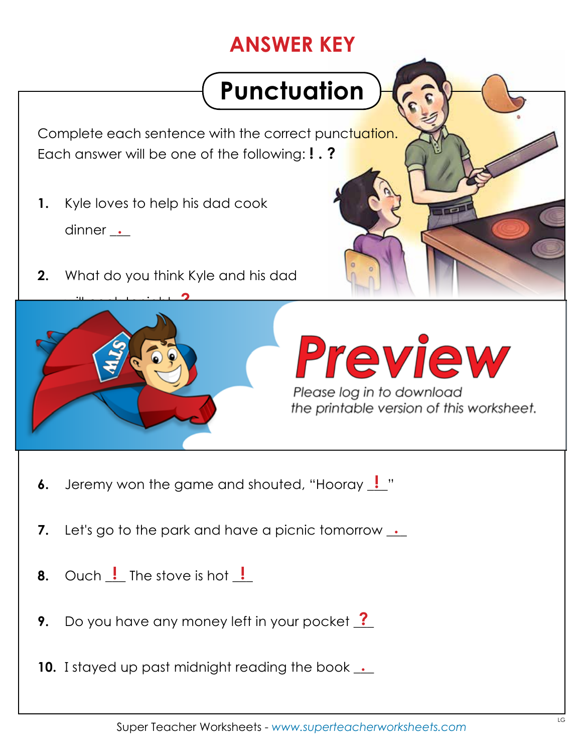# ANSWER KEY

## Punctuation

Complete each sentence with the correct punctuation.
Each answer will be one of the following: **! . ?**

1. Kyle loves to help his dad cook dinner __.__

2. What do you think Kyle and his dad will cook tonight __?__

**Preview**

*Please log in to download the printable version of this worksheet.*

6. Jeremy won the game and shouted, "Hooray __!__"

7. Let's go to the park and have a picnic tomorrow __.__

8. Ouch __!__ The stove is hot __!__

9. Do you have any money left in your pocket __?__

10. I stayed up past midnight reading the book __.__

Super Teacher Worksheets - *www.superteacherworksheets.com*